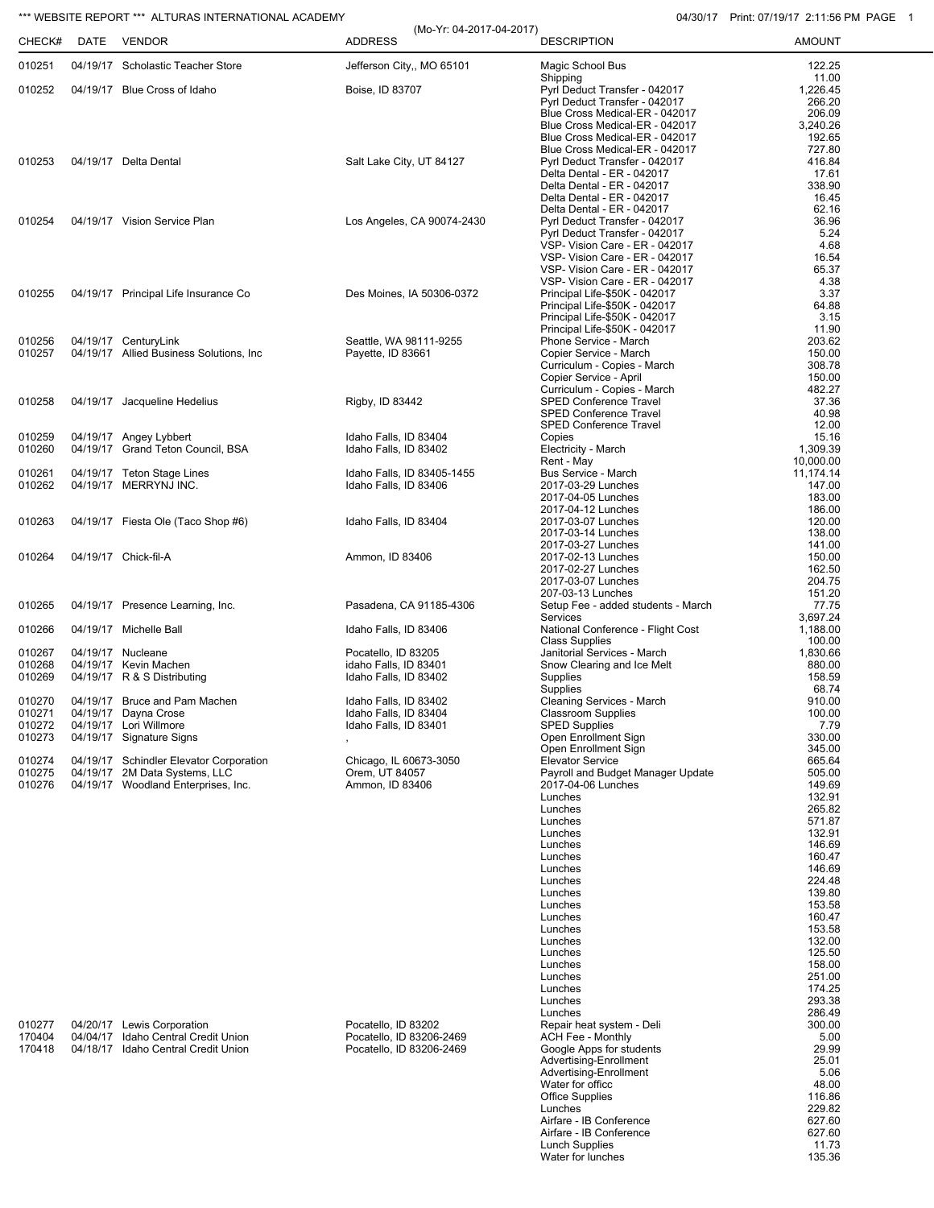*** WEBSITE REPORT *** ALTURAS INTERNATIONAL ACADEMY

04/30/17 Print: 07/19/17 2:11:56 PM

(Mo-Yr: 04-2017-04-2017)

| CHECK# | DATE | VENDOR | ADDRESS | DESCRIPTION | AMOUNT |
|---|---|---|---|---|---|
| 010251 | 04/19/17 | Scholastic Teacher Store | Jefferson City,, MO 65101 | Magic School Bus | 122.25 |
| | | | | Shipping | 11.00 |
| 010252 | 04/19/17 | Blue Cross of Idaho | Boise, ID 83707 | Pyrl Deduct Transfer - 042017 | 1,226.45 |
| | | | | Pyrl Deduct Transfer - 042017 | 266.20 |
| | | | | Blue Cross Medical-ER - 042017 | 206.09 |
| | | | | Blue Cross Medical-ER - 042017 | 3,240.26 |
| | | | | Blue Cross Medical-ER - 042017 | 192.65 |
| | | | | Blue Cross Medical-ER - 042017 | 727.80 |
| 010253 | 04/19/17 | Delta Dental | Salt Lake City, UT 84127 | Pyrl Deduct Transfer - 042017 | 416.84 |
| | | | | Delta Dental - ER - 042017 | 17.61 |
| | | | | Delta Dental - ER - 042017 | 338.90 |
| | | | | Delta Dental - ER - 042017 | 16.45 |
| | | | | Delta Dental - ER - 042017 | 62.16 |
| 010254 | 04/19/17 | Vision Service Plan | Los Angeles, CA 90074-2430 | Pyrl Deduct Transfer - 042017 | 36.96 |
| | | | | Pyrl Deduct Transfer - 042017 | 5.24 |
| | | | | VSP- Vision Care - ER - 042017 | 4.68 |
| | | | | VSP- Vision Care - ER - 042017 | 16.54 |
| | | | | VSP- Vision Care - ER - 042017 | 65.37 |
| | | | | VSP- Vision Care - ER - 042017 | 4.38 |
| 010255 | 04/19/17 | Principal Life Insurance Co | Des Moines, IA 50306-0372 | Principal Life-$50K - 042017 | 3.37 |
| | | | | Principal Life-$50K - 042017 | 64.88 |
| | | | | Principal Life-$50K - 042017 | 3.15 |
| | | | | Principal Life-$50K - 042017 | 11.90 |
| 010256 | 04/19/17 | CenturyLink | Seattle, WA 98111-9255 | Phone Service - March | 203.62 |
| 010257 | 04/19/17 | Allied Business Solutions, Inc | Payette, ID 83661 | Copier Service - March | 150.00 |
| | | | | Curriculum - Copies - March | 308.78 |
| | | | | Copier Service - April | 150.00 |
| | | | | Curriculum - Copies - March | 482.27 |
| 010258 | 04/19/17 | Jacqueline Hedelius | Rigby, ID 83442 | SPED Conference Travel | 37.36 |
| | | | | SPED Conference Travel | 40.98 |
| | | | | SPED Conference Travel | 12.00 |
| 010259 | 04/19/17 | Angey Lybbert | Idaho Falls, ID 83404 | Copies | 15.16 |
| 010260 | 04/19/17 | Grand Teton Council, BSA | Idaho Falls, ID 83402 | Electricity - March | 1,309.39 |
| | | | | Rent - May | 10,000.00 |
| 010261 | 04/19/17 | Teton Stage Lines | Idaho Falls, ID 83405-1455 | Bus Service - March | 11,174.14 |
| 010262 | 04/19/17 | MERRYNJ INC. | Idaho Falls, ID 83406 | 2017-03-29 Lunches | 147.00 |
| | | | | 2017-04-05 Lunches | 183.00 |
| | | | | 2017-04-12 Lunches | 186.00 |
| 010263 | 04/19/17 | Fiesta Ole (Taco Shop #6) | Idaho Falls, ID 83404 | 2017-03-07 Lunches | 120.00 |
| | | | | 2017-03-14 Lunches | 138.00 |
| | | | | 2017-03-27 Lunches | 141.00 |
| 010264 | 04/19/17 | Chick-fil-A | Ammon, ID 83406 | 2017-02-13 Lunches | 150.00 |
| | | | | 2017-02-27 Lunches | 162.50 |
| | | | | 2017-03-07 Lunches | 204.75 |
| | | | | 207-03-13 Lunches | 151.20 |
| 010265 | 04/19/17 | Presence Learning, Inc. | Pasadena, CA 91185-4306 | Setup Fee - added students - March | 77.75 |
| | | | | Services | 3,697.24 |
| 010266 | 04/19/17 | Michelle Ball | Idaho Falls, ID 83406 | National Conference - Flight Cost | 1,188.00 |
| | | | | Class Supplies | 100.00 |
| 010267 | 04/19/17 | Nucleane | Pocatello, ID 83205 | Janitorial Services - March | 1,830.66 |
| 010268 | 04/19/17 | Kevin Machen | idaho Falls, ID 83401 | Snow Clearing and Ice Melt | 880.00 |
| 010269 | 04/19/17 | R & S Distributing | Idaho Falls, ID 83402 | Supplies | 158.59 |
| | | | | Supplies | 68.74 |
| 010270 | 04/19/17 | Bruce and Pam Machen | Idaho Falls, ID 83402 | Cleaning Services - March | 910.00 |
| 010271 | 04/19/17 | Dayna Crose | Idaho Falls, ID 83404 | Classroom Supplies | 100.00 |
| 010272 | 04/19/17 | Lori Willmore | Idaho Falls, ID 83401 | SPED Supplies | 7.79 |
| 010273 | 04/19/17 | Signature Signs | , | Open Enrollment Sign | 330.00 |
| | | | | Open Enrollment Sign | 345.00 |
| 010274 | 04/19/17 | Schindler Elevator Corporation | Chicago, IL 60673-3050 | Elevator Service | 665.64 |
| 010275 | 04/19/17 | 2M Data Systems, LLC | Orem, UT 84057 | Payroll and Budget Manager Update | 505.00 |
| 010276 | 04/19/17 | Woodland Enterprises, Inc. | Ammon, ID 83406 | 2017-04-06 Lunches | 149.69 |
| | | | | Lunches | 132.91 |
| | | | | Lunches | 265.82 |
| | | | | Lunches | 571.87 |
| | | | | Lunches | 132.91 |
| | | | | Lunches | 146.69 |
| | | | | Lunches | 160.47 |
| | | | | Lunches | 146.69 |
| | | | | Lunches | 224.48 |
| | | | | Lunches | 139.80 |
| | | | | Lunches | 153.58 |
| | | | | Lunches | 160.47 |
| | | | | Lunches | 153.58 |
| | | | | Lunches | 132.00 |
| | | | | Lunches | 125.50 |
| | | | | Lunches | 158.00 |
| | | | | Lunches | 251.00 |
| | | | | Lunches | 174.25 |
| | | | | Lunches | 293.38 |
| | | | | Lunches | 286.49 |
| 010277 | 04/20/17 | Lewis Corporation | Pocatello, ID 83202 | Repair heat system - Deli | 300.00 |
| 170404 | 04/04/17 | Idaho Central Credit Union | Pocatello, ID 83206-2469 | ACH Fee - Monthly | 5.00 |
| 170418 | 04/18/17 | Idaho Central Credit Union | Pocatello, ID 83206-2469 | Google Apps for students | 29.99 |
| | | | | Advertising-Enrollment | 25.01 |
| | | | | Advertising-Enrollment | 5.06 |
| | | | | Water for officc | 48.00 |
| | | | | Office Supplies | 116.86 |
| | | | | Lunches | 229.82 |
| | | | | Airfare - IB Conference | 627.60 |
| | | | | Airfare - IB Conference | 627.60 |
| | | | | Lunch Supplies | 11.73 |
| | | | | Water for lunches | 135.36 |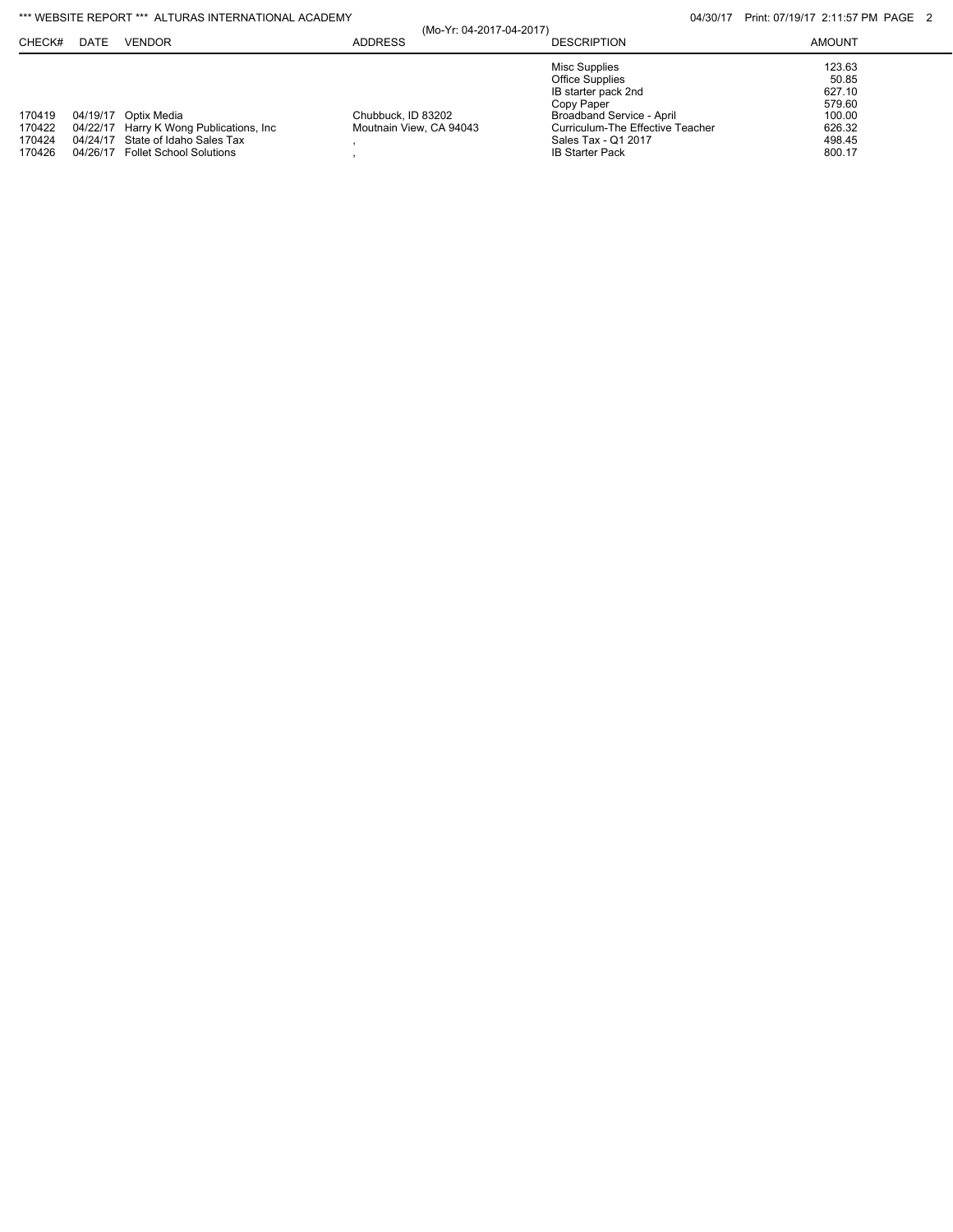| CHECK# | DATE | VENDOR | ADDRESS | DESCRIPTION | AMOUNT |
|---|---|---|---|---|---|
| | | | | Misc Supplies | 123.63 |
| | | | | Office Supplies | 50.85 |
| | | | | IB starter pack 2nd | 627.10 |
| | | | | Copy Paper | 579.60 |
| 170419 | 04/19/17 | Optix Media | Chubbuck, ID 83202 | Broadband Service - April | 100.00 |
| 170422 | 04/22/17 | Harry K Wong Publications, Inc | Moutnain View, CA 94043 | Curriculum-The Effective Teacher | 626.32 |
| 170424 | 04/24/17 | State of Idaho Sales Tax | , | Sales Tax - Q1 2017 | 498.45 |
| 170426 | 04/26/17 | Follet School Solutions | , | IB Starter Pack | 800.17 |